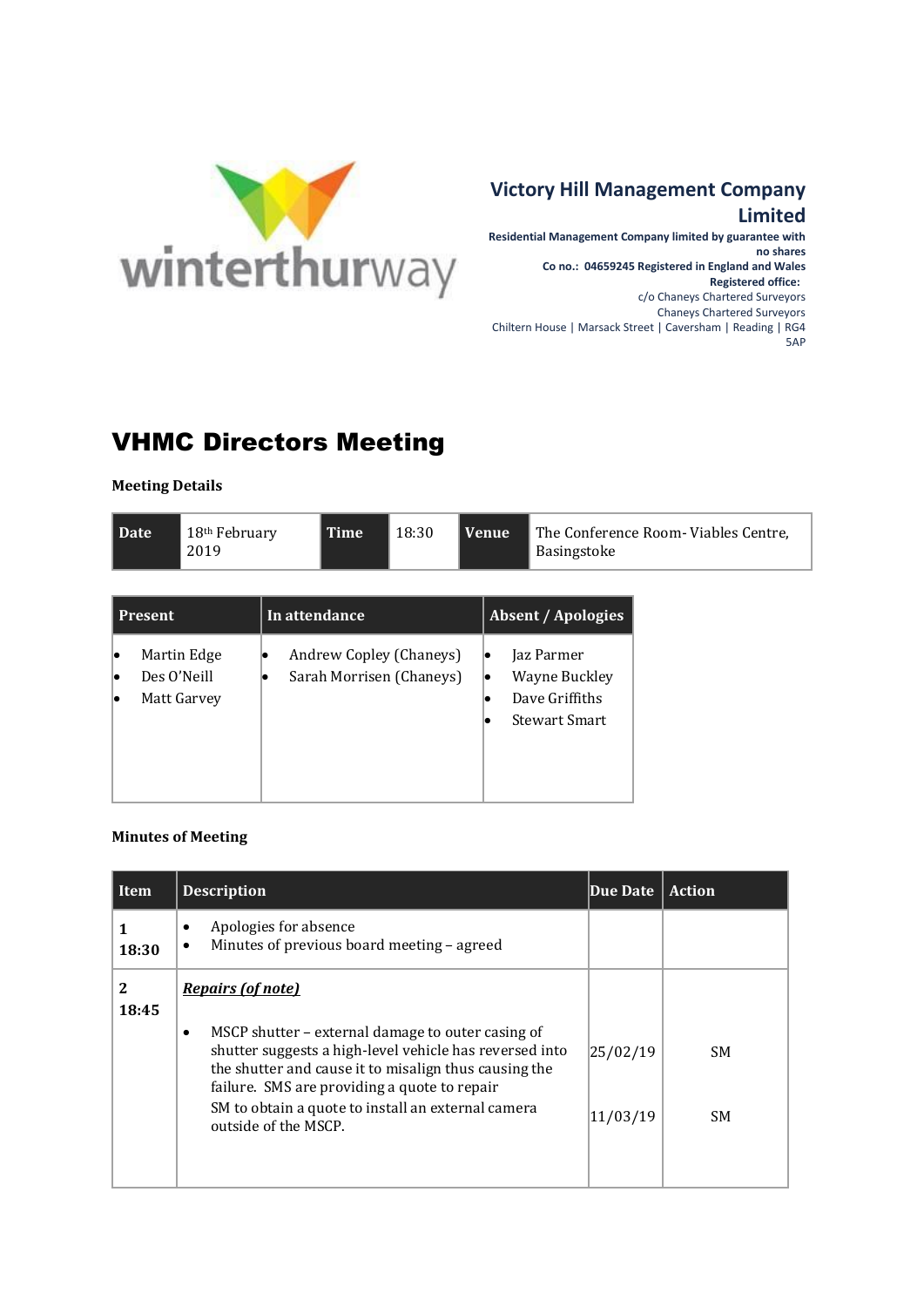winterthurway

**Victory Hill Management Company Limited**

**Residential Management Company limited by guarantee with no shares**

**Co no.: 04659245 Registered in England and Wales**

**Registered office:**

c/o Chaneys Chartered Surveyors

Chaneys Chartered Surveyors

Chiltern House | Marsack Street | Caversham | Reading | RG4 5AP

# VHMC Directors Meeting

**Meeting Details**

| Date | 18th February 2019 | Time | 18:30 | Venue | The Conference Room- Viables Centre, Basingstoke |
|---|---|---|---|---|---|

| Present | In attendance | Absent / Apologies |
|---|---|---|
| • Martin Edge<br>• Des O'Neill<br>• Matt Garvey | • Andrew Copley (Chaneys)<br>• Sarah Morrisen (Chaneys) | • Jaz Parmer<br>• Wayne Buckley<br>• Dave Griffiths<br>• Stewart Smart |

**Minutes of Meeting**

| Item | Description | Due Date | Action |
|---|---|---|---|
| 1<br>18:30 | • Apologies for absence<br>• Minutes of previous board meeting – agreed | | |
| 2<br>18:45 | ***Repairs (of note)***<br><br>• MSCP shutter – external damage to outer casing of shutter suggests a high-level vehicle has reversed into the shutter and cause it to misalign thus causing the failure. SMS are providing a quote to repair<br>SM to obtain a quote to install an external camera outside of the MSCP. | 25/02/19<br><br>11/03/19 | SM<br><br>SM |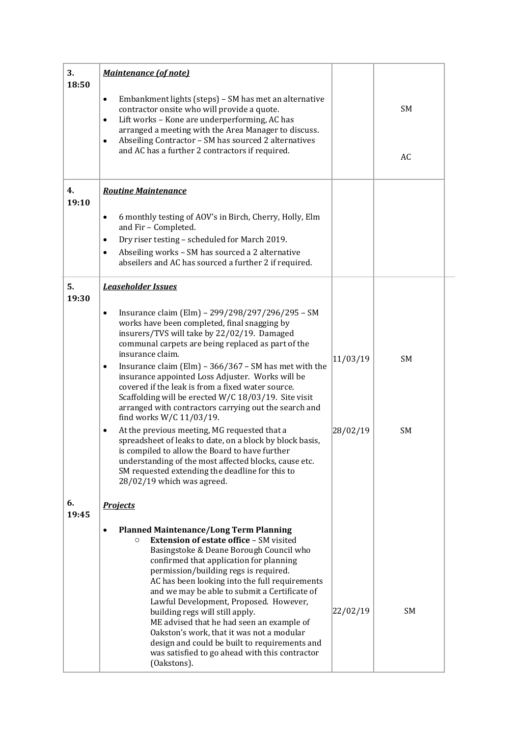| | | | |
|---|---|---|---|
| **3.**<br>**18:50** | ***Maintenance (of note)***<br><br>• Embankment lights (steps) – SM has met an alternative contractor onsite who will provide a quote.<br>• Lift works – Kone are underperforming, AC has arranged a meeting with the Area Manager to discuss.<br>• Abseiling Contractor – SM has sourced 2 alternatives and AC has a further 2 contractors if required. | | SM<br><br>AC |
| **4.**<br>**19:10** | ***Routine Maintenance***<br><br>• 6 monthly testing of AOV's in Birch, Cherry, Holly, Elm and Fir – Completed.<br>• Dry riser testing – scheduled for March 2019.<br>• Abseiling works – SM has sourced a 2 alternative abseilers and AC has sourced a further 2 if required. | | |
| **5.**<br>**19:30** | ***Leaseholder Issues***<br><br>• Insurance claim (Elm) – 299/298/297/296/295 – SM works have been completed, final snagging by insurers/TVS will take by 22/02/19. Damaged communal carpets are being replaced as part of the insurance claim.<br>• Insurance claim (Elm) – 366/367 – SM has met with the insurance appointed Loss Adjuster. Works will be covered if the leak is from a fixed water source. Scaffolding will be erected W/C 18/03/19. Site visit arranged with contractors carrying out the search and find works W/C 11/03/19.<br>• At the previous meeting, MG requested that a spreadsheet of leaks to date, on a block by block basis, is compiled to allow the Board to have further understanding of the most affected blocks, cause etc. SM requested extending the deadline for this to 28/02/19 which was agreed. | 11/03/19<br><br>28/02/19 | SM<br><br>SM |
| **6.**<br>**19:45** | ***Projects***<br><br>• **Planned Maintenance/Long Term Planning**<br>  ○ **Extension of estate office** – SM visited Basingstoke & Deane Borough Council who confirmed that application for planning permission/building regs is required.<br>  AC has been looking into the full requirements and we may be able to submit a Certificate of Lawful Development, Proposed. However, building regs will still apply.<br>  ME advised that he had seen an example of Oakston's work, that it was not a modular design and could be built to requirements and was satisfied to go ahead with this contractor (Oakstons). | 22/02/19 | SM |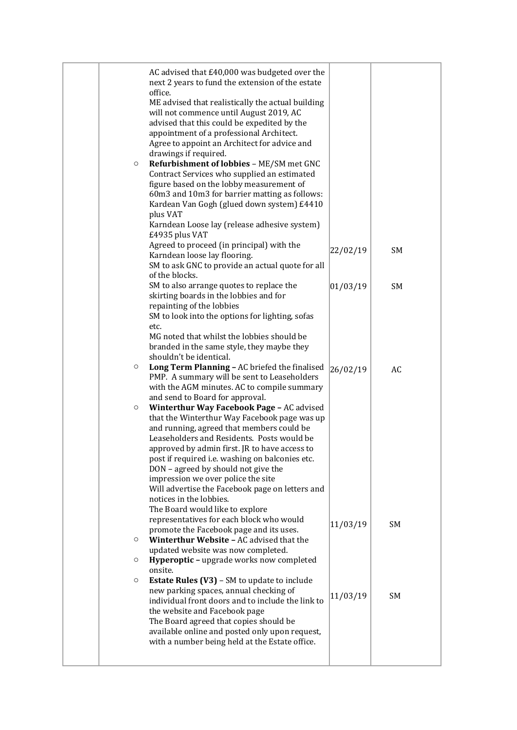| | | | |
|---|---|---|---|
| | AC advised that £40,000 was budgeted over the next 2 years to fund the extension of the estate office.<br>ME advised that realistically the actual building will not commence until August 2019, AC advised that this could be expedited by the appointment of a professional Architect.<br>Agree to appoint an Architect for advice and drawings if required.<br>○ **Refurbishment of lobbies** – ME/SM met GNC Contract Services who supplied an estimated figure based on the lobby measurement of 60m3 and 10m3 for barrier matting as follows:<br>Kardean Van Gogh (glued down system) £4410 plus VAT<br>Karndean Loose lay (release adhesive system) £4935 plus VAT<br>Agreed to proceed (in principal) with the Karndean loose lay flooring.<br>SM to ask GNC to provide an actual quote for all of the blocks. | 22/02/19 | SM |
| | SM to also arrange quotes to replace the skirting boards in the lobbies and for repainting of the lobbies<br>SM to look into the options for lighting, sofas etc.<br>MG noted that whilst the lobbies should be branded in the same style, they maybe they shouldn't be identical. | 01/03/19 | SM |
| | ○ **Long Term Planning –** AC briefed the finalised PMP. A summary will be sent to Leaseholders with the AGM minutes. AC to compile summary and send to Board for approval. | 26/02/19 | AC |
| | ○ **Winterthur Way Facebook Page –** AC advised that the Winterthur Way Facebook page was up and running, agreed that members could be Leaseholders and Residents. Posts would be approved by admin first. JR to have access to post if required i.e. washing on balconies etc.<br>DON – agreed by should not give the impression we over police the site<br>Will advertise the Facebook page on letters and notices in the lobbies.<br>The Board would like to explore representatives for each block who would promote the Facebook page and its uses. | 11/03/19 | SM |
| | ○ **Winterthur Website –** AC advised that the updated website was now completed.<br>○ **Hyperoptic –** upgrade works now completed onsite.<br>○ **Estate Rules (V3)** – SM to update to include new parking spaces, annual checking of individual front doors and to include the link to the website and Facebook page<br>The Board agreed that copies should be available online and posted only upon request, with a number being held at the Estate office. | 11/03/19 | SM |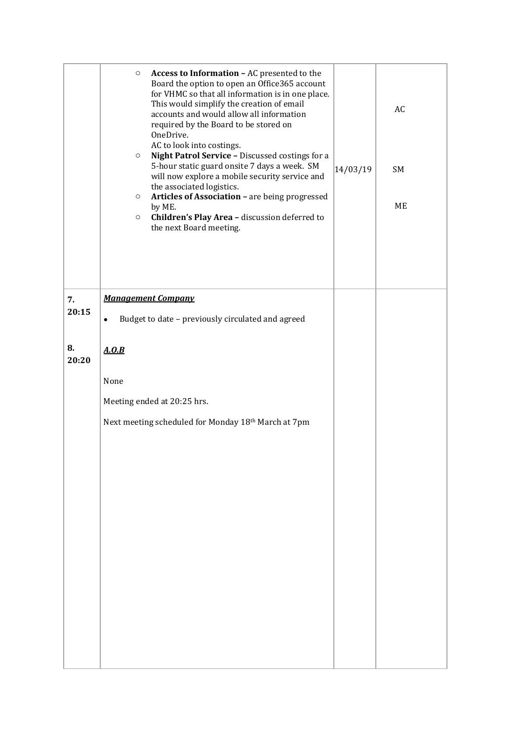| | | | |
|---|---|---|---|
| | ○ **Access to Information –** AC presented to the Board the option to open an Office365 account for VHMC so that all information is in one place. This would simplify the creation of email accounts and would allow all information required by the Board to be stored on OneDrive.<br>AC to look into costings.<br>○ **Night Patrol Service –** Discussed costings for a 5-hour static guard onsite 7 days a week. SM will now explore a mobile security service and the associated logistics.<br>○ **Articles of Association –** are being progressed by ME.<br>○ **Children's Play Area –** discussion deferred to the next Board meeting. | 14/03/19 | AC<br><br>SM<br><br>ME |
| **7.**<br>**20:15**<br><br>**8.**<br>**20:20** | ***Management Company***<br><br>• Budget to date – previously circulated and agreed<br><br>***A.O.B***<br><br>None<br><br>Meeting ended at 20:25 hrs.<br><br>Next meeting scheduled for Monday 18th March at 7pm | | |